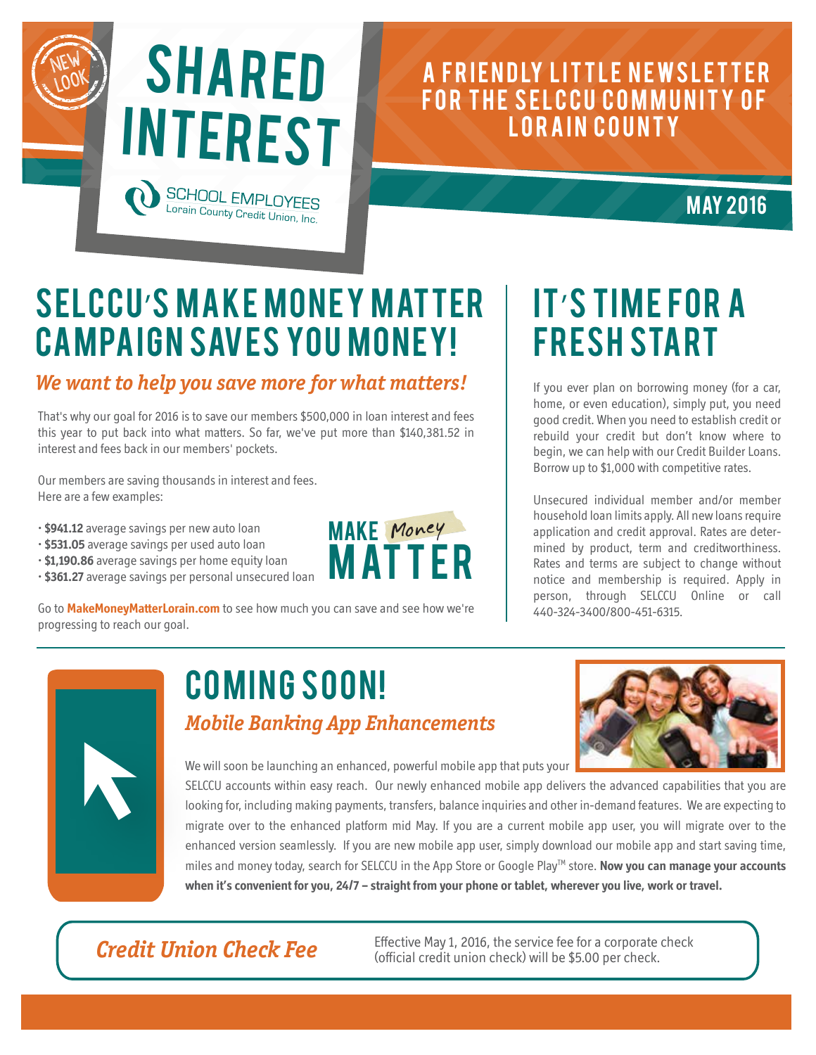NEW LOOK

# SHARED INTEREST

SCHOOL EMPLOYEES Lorain County Credit Union, Inc.

A FRIENDLY LITTLE NEWSLETTER FOR THE SELCCU COMMUNITY OF LORAIN COUNTY

MAY 2016

## SELCCU'S MAKE MONEY MATTER CAMPAIGN SAVES YOU MONEY!

### *We want to help you save more for what matters!*

That's why our goal for 2016 is to save our members $500,000 in loan interest and fees this year to put back into what matters. So far, we've put more than $140,381.52 in interest and fees back in our members' pockets.

Our members are saving thousands in interest and fees. Here are a few examples:

- **$941.12** average savings per new auto loan
- **$531.05** average savings per used auto loan
- **$1,190.86** average savings per home equity loan
- **$361.27** average savings per personal unsecured loan

MAKE Money MATTER

Go to **MakeMoneyMatterLorain.com** to see how much you can save and see how we're progressing to reach our goal.

## IT'S TIME FOR A FRESH START

If you ever plan on borrowing money (for a car, home, or even education), simply put, you need good credit. When you need to establish credit or rebuild your credit but don't know where to begin, we can help with our Credit Builder Loans. Borrow up to $1,000 with competitive rates.

Unsecured individual member and/or member household loan limits apply. All new loans require application and credit approval. Rates are determined by product, term and creditworthiness. Rates and terms are subject to change without notice and membership is required. Apply in person, through SELCCU Online or call 440-324-3400/800-451-6315.

## COMING SOON!

### *Mobile Banking App Enhancements*

We will soon be launching an enhanced, powerful mobile app that puts your SELCCU accounts within easy reach. Our newly enhanced mobile app delivers the advanced capabilities that you are looking for, including making payments, transfers, balance inquiries and other in-demand features. We are expecting to migrate over to the enhanced platform mid May. If you are a current mobile app user, you will migrate over to the enhanced version seamlessly. If you are new mobile app user, simply download our mobile app and start saving time, miles and money today, search for SELCCU in the App Store or Google Play™ store. **Now you can manage your accounts when it's convenient for you, 24/7 – straight from your phone or tablet, wherever you live, work or travel.**

### *Credit Union Check Fee*

Effective May 1, 2016, the service fee for a corporate check (official credit union check) will be $5.00 per check.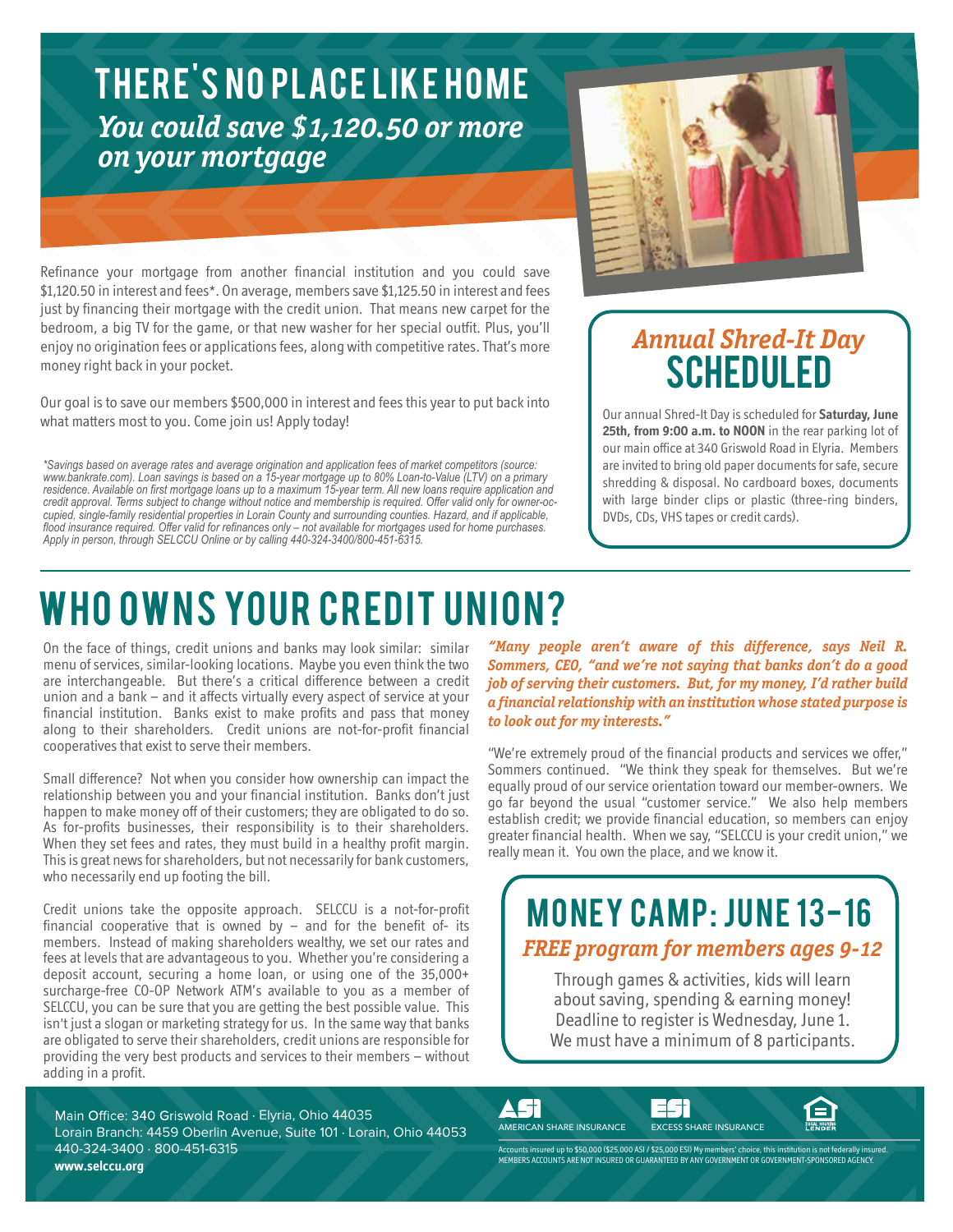# THERE'S NO PLACE LIKE HOME

***You could save $1,120.50 or more on your mortgage***

Refinance your mortgage from another financial institution and you could save $1,120.50 in interest and fees*. On average, members save $1,125.50 in interest and fees just by financing their mortgage with the credit union. That means new carpet for the bedroom, a big TV for the game, or that new washer for her special outfit. Plus, you'll enjoy no origination fees or applications fees, along with competitive rates. That's more money right back in your pocket.

Our goal is to save our members $500,000 in interest and fees this year to put back into what matters most to you. Come join us! Apply today!

*\*Savings based on average rates and average origination and application fees of market competitors (source: www.bankrate.com). Loan savings is based on a 15-year mortgage up to 80% Loan-to-Value (LTV) on a primary residence. Available on first mortgage loans up to a maximum 15-year term. All new loans require application and credit approval. Terms subject to change without notice and membership is required. Offer valid only for owner-occupied, single-family residential properties in Lorain County and surrounding counties. Hazard, and if applicable, flood insurance required. Offer valid for refinances only – not available for mortgages used for home purchases. Apply in person, through SELCCU Online or by calling 440-324-3400/800-451-6315.*

## *Annual Shred-It Day* SCHEDULED

Our annual Shred-It Day is scheduled for **Saturday, June 25th, from 9:00 a.m. to NOON** in the rear parking lot of our main office at 340 Griswold Road in Elyria. Members are invited to bring old paper documents for safe, secure shredding & disposal. No cardboard boxes, documents with large binder clips or plastic (three-ring binders, DVDs, CDs, VHS tapes or credit cards).

# WHO OWNS YOUR CREDIT UNION?

On the face of things, credit unions and banks may look similar: similar menu of services, similar-looking locations. Maybe you even think the two are interchangeable. But there's a critical difference between a credit union and a bank – and it affects virtually every aspect of service at your financial institution. Banks exist to make profits and pass that money along to their shareholders. Credit unions are not-for-profit financial cooperatives that exist to serve their members.

Small difference? Not when you consider how ownership can impact the relationship between you and your financial institution. Banks don't just happen to make money off of their customers; they are obligated to do so. As for-profits businesses, their responsibility is to their shareholders. When they set fees and rates, they must build in a healthy profit margin. This is great news for shareholders, but not necessarily for bank customers, who necessarily end up footing the bill.

Credit unions take the opposite approach. SELCCU is a not-for-profit financial cooperative that is owned by – and for the benefit of- its members. Instead of making shareholders wealthy, we set our rates and fees at levels that are advantageous to you. Whether you're considering a deposit account, securing a home loan, or using one of the 35,000+ surcharge-free CO-OP Network ATM's available to you as a member of SELCCU, you can be sure that you are getting the best possible value. This isn't just a slogan or marketing strategy for us. In the same way that banks are obligated to serve their shareholders, credit unions are responsible for providing the very best products and services to their members – without adding in a profit.

***"Many people aren't aware of this difference, says Neil R. Sommers, CEO, "and we're not saying that banks don't do a good job of serving their customers. But, for my money, I'd rather build a financial relationship with an institution whose stated purpose is to look out for my interests."***

"We're extremely proud of the financial products and services we offer," Sommers continued. "We think they speak for themselves. But we're equally proud of our service orientation toward our member-owners. We go far beyond the usual "customer service." We also help members establish credit; we provide financial education, so members can enjoy greater financial health. When we say, "SELCCU is your credit union," we really mean it. You own the place, and we know it.

## MONEY CAMP: JUNE 13-16

***FREE program for members ages 9-12***

Through games & activities, kids will learn about saving, spending & earning money! Deadline to register is Wednesday, June 1. We must have a minimum of 8 participants.

Main Office: 340 Griswold Road · Elyria, Ohio 44035
Lorain Branch: 4459 Oberlin Avenue, Suite 101 · Lorain, Ohio 44053
440-324-3400 · 800-451-6315
**www.selccu.org**

AMERICAN SHARE INSURANCE
EXCESS SHARE INSURANCE
EQUAL HOUSING LENDER

Accounts insured up to $50,000 ($25,000 ASI / $25,000 ESI) My members' choice, this institution is not federally insured. MEMBERS ACCOUNTS ARE NOT INSURED OR GUARANTEED BY ANY GOVERNMENT OR GOVERNMENT-SPONSORED AGENCY.